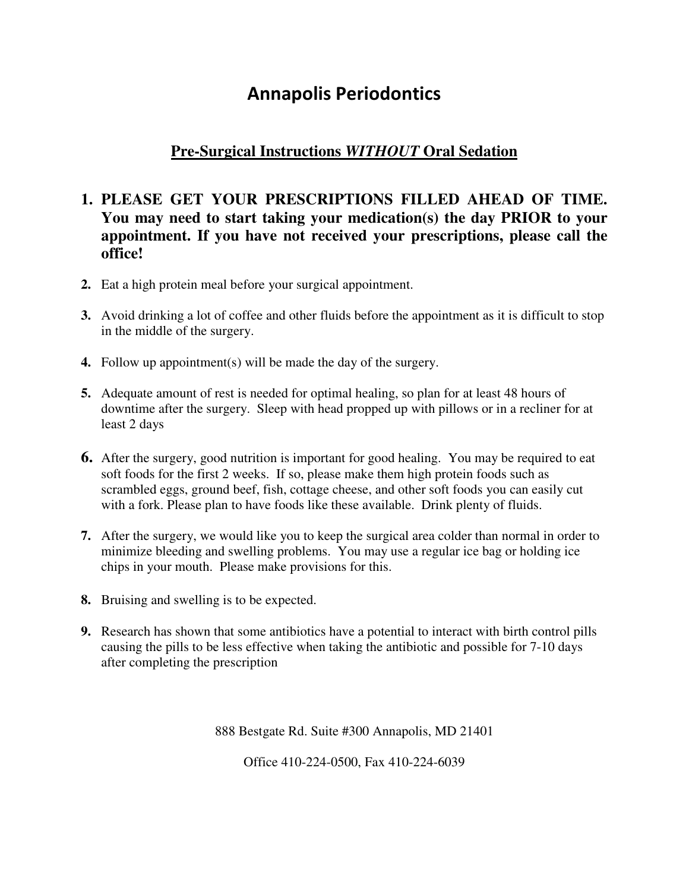# Annapolis Periodontics

## Pre-Surgical Instructions *WITHOUT* Oral Sedation

1. **PLEASE GET YOUR PRESCRIPTIONS FILLED AHEAD OF TIME. You may need to start taking your medication(s) the day PRIOR to your appointment. If you have not received your prescriptions, please call the office!**

2. Eat a high protein meal before your surgical appointment.

3. Avoid drinking a lot of coffee and other fluids before the appointment as it is difficult to stop in the middle of the surgery.

4. Follow up appointment(s) will be made the day of the surgery.

5. Adequate amount of rest is needed for optimal healing, so plan for at least 48 hours of downtime after the surgery. Sleep with head propped up with pillows or in a recliner for at least 2 days

6. After the surgery, good nutrition is important for good healing. You may be required to eat soft foods for the first 2 weeks. If so, please make them high protein foods such as scrambled eggs, ground beef, fish, cottage cheese, and other soft foods you can easily cut with a fork. Please plan to have foods like these available. Drink plenty of fluids.

7. After the surgery, we would like you to keep the surgical area colder than normal in order to minimize bleeding and swelling problems. You may use a regular ice bag or holding ice chips in your mouth. Please make provisions for this.

8. Bruising and swelling is to be expected.

9. Research has shown that some antibiotics have a potential to interact with birth control pills causing the pills to be less effective when taking the antibiotic and possible for 7-10 days after completing the prescription

888 Bestgate Rd. Suite #300 Annapolis, MD 21401

Office 410-224-0500, Fax 410-224-6039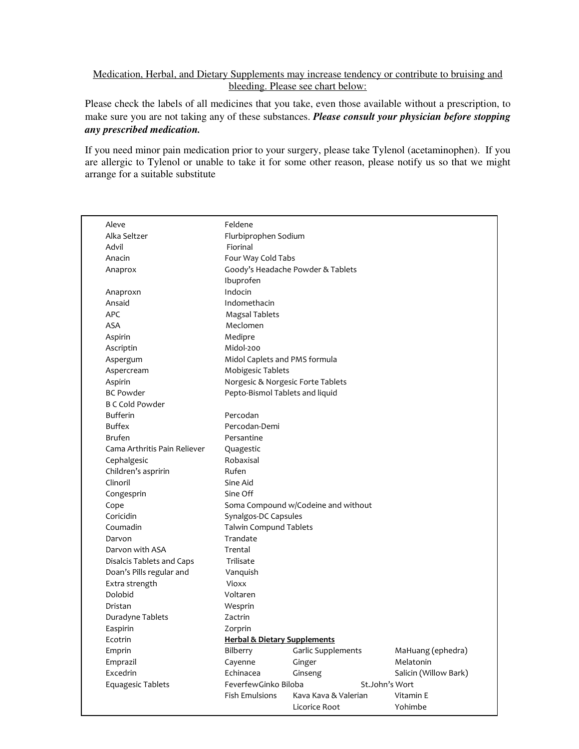Medication, Herbal, and Dietary Supplements may increase tendency or contribute to bruising and bleeding. Please see chart below:

Please check the labels of all medicines that you take, even those available without a prescription, to make sure you are not taking any of these substances. ***Please consult your physician before stopping any prescribed medication.***

If you need minor pain medication prior to your surgery, please take Tylenol (acetaminophen). If you are allergic to Tylenol or unable to take it for some other reason, please notify us so that we might arrange for a suitable substitute

| | | | |
|---|---|---|---|
| Aleve | Feldene | | |
| Alka Seltzer | Flurbiprophen Sodium | | |
| Advil | Fiorinal | | |
| Anacin | Four Way Cold Tabs | | |
| Anaprox | Goody's Headache Powder & Tablets | | |
| | Ibuprofen | | |
| Anaproxn | Indocin | | |
| Ansaid | Indomethacin | | |
| APC | Magsal Tablets | | |
| ASA | Meclomen | | |
| Aspirin | Medipre | | |
| Ascriptin | Midol-200 | | |
| Aspergum | Midol Caplets and PMS formula | | |
| Aspercream | Mobigesic Tablets | | |
| Aspirin | Norgesic & Norgesic Forte Tablets | | |
| BC Powder | Pepto-Bismol Tablets and liquid | | |
| B C Cold Powder | | | |
| Bufferin | Percodan | | |
| Buffex | Percodan-Demi | | |
| Brufen | Persantine | | |
| Cama Arthritis Pain Reliever | Quagestic | | |
| Cephalgesic | Robaxisal | | |
| Children's aspririn | Rufen | | |
| Clinoril | Sine Aid | | |
| Congesprin | Sine Off | | |
| Cope | Soma Compound w/Codeine and without | | |
| Coricidin | Synalgos-DC Capsules | | |
| Coumadin | Talwin Compund Tablets | | |
| Darvon | Trandate | | |
| Darvon with ASA | Trental | | |
| Disalcis Tablets and Caps | Trilisate | | |
| Doan's Pills regular and | Vanquish | | |
| Extra strength | Vioxx | | |
| Dolobid | Voltaren | | |
| Dristan | Wesprin | | |
| Duradyne Tablets | Zactrin | | |
| Easpirin | Zorprin | | |
| Ecotrin | **Herbal & Dietary Supplements** | | |
| Emprin | Bilberry | Garlic Supplements | MaHuang (ephedra) |
| Emprazil | Cayenne | Ginger | Melatonin |
| Excedrin | Echinacea | Ginseng | Salicin (Willow Bark) |
| Equagesic Tablets | FeverfewGinko Biloba | St.John's Wort | |
| | Fish Emulsions | Kava Kava & Valerian | Vitamin E |
| | | Licorice Root | Yohimbe |